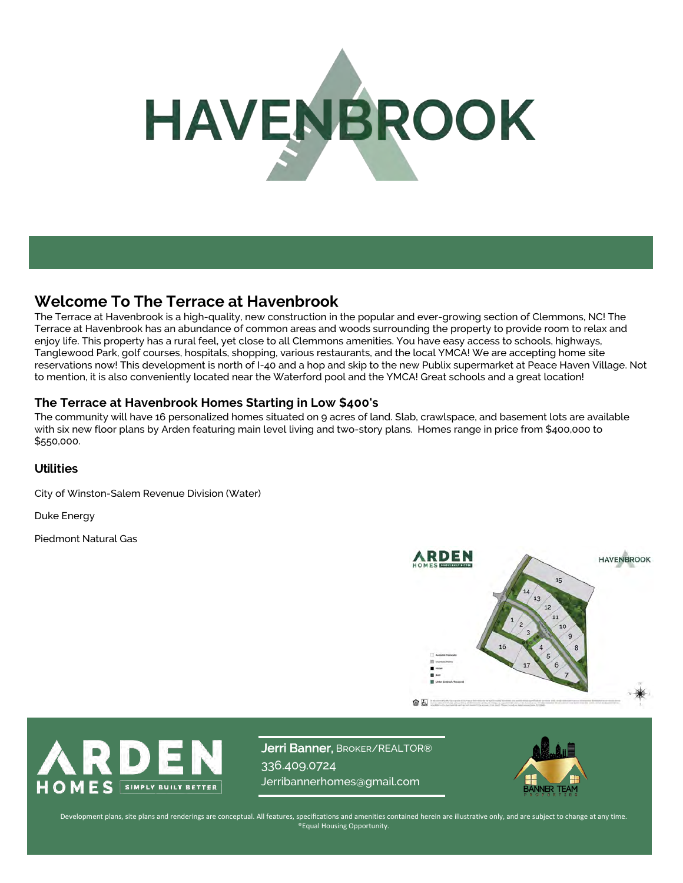# HAVENBROOK

## Welcome To The Terrace at Havenbrook

The Terrace at Havenbrook is a high-quality, new construction in the popular and ever-growing section of Clemmons, NC! The Terrace at Havenbrook has an abundance of common areas and woods surrounding the property to provide room to relax and enjoy life. This property has a rural feel, yet close to all Clemmons amenities. You have easy access to schools, highways, Tanglewood Park, golf courses, hospitals, shopping, various restaurants, and the local YMCA! We are accepting home site reservations now! This development is north of I-40 and a hop and skip to the new Publix supermarket at Peace Haven Village. Not to mention, it is also conveniently located near the Waterford pool and the YMCA! Great schools and a great location!

### The Terrace at Havenbrook Homes Starting in Low $400's

The community will have 16 personalized homes situated on 9 acres of land. Slab, crawlspace, and basement lots are available with six new floor plans by Arden featuring main level living and two-story plans. Homes range in price from $400,000 to $550,000.

### Utilities

City of Winston-Salem Revenue Division (Water)

Duke Energy

Piedmont Natural Gas

ARDEN HOMES SIMPLY BUILT BETTER

**Jerri Banner,** BROKER/REALTOR®
336.409.0724
Jerribannerhomes@gmail.com

BANNER TEAM PROPERTIES

Development plans, site plans and renderings are conceptual. All features, specifications and amenities contained herein are illustrative only, and are subject to change at any time.
®Equal Housing Opportunity.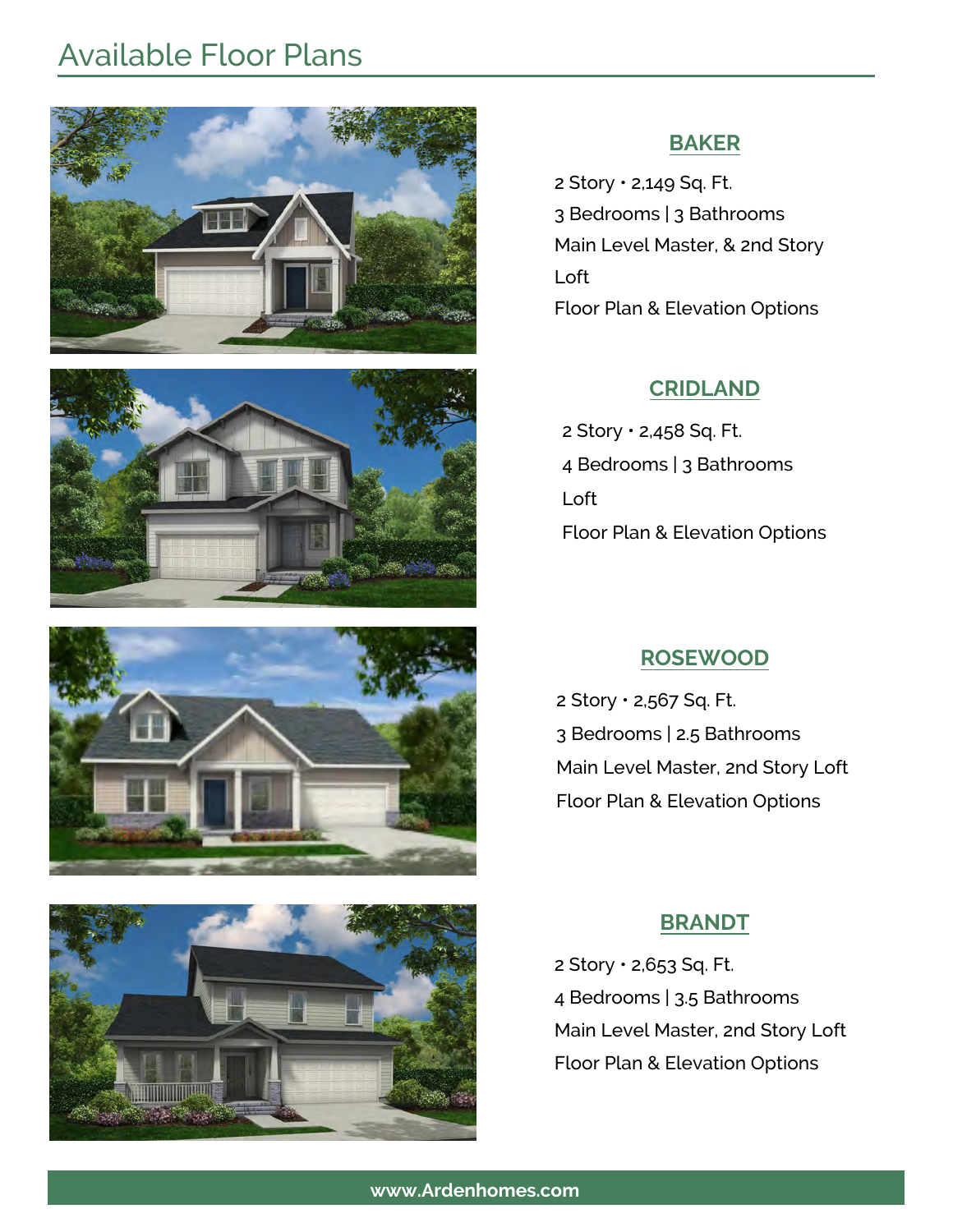# Available Floor Plans

## BAKER

2 Story • 2,149 Sq. Ft.

3 Bedrooms | 3 Bathrooms

Main Level Master, & 2nd Story Loft

Floor Plan & Elevation Options

## CRIDLAND

2 Story • 2,458 Sq. Ft.

4 Bedrooms | 3 Bathrooms

Loft

Floor Plan & Elevation Options

## ROSEWOOD

2 Story • 2,567 Sq. Ft.

3 Bedrooms | 2.5 Bathrooms

Main Level Master, 2nd Story Loft

Floor Plan & Elevation Options

## BRANDT

2 Story • 2,653 Sq. Ft.

4 Bedrooms | 3.5 Bathrooms

Main Level Master, 2nd Story Loft

Floor Plan & Elevation Options

www.Ardenhomes.com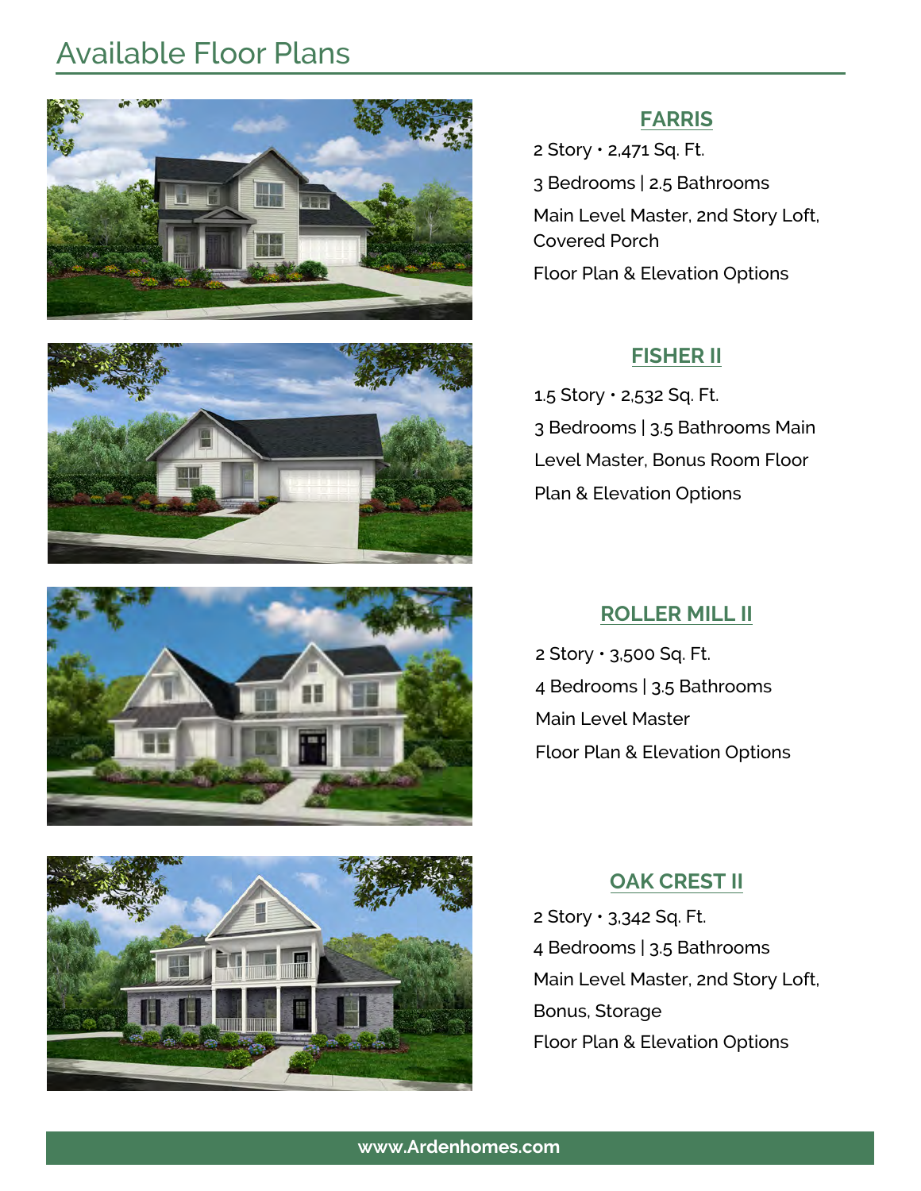# Available Floor Plans

### FARRIS

2 Story • 2,471 Sq. Ft.

3 Bedrooms | 2.5 Bathrooms

Main Level Master, 2nd Story Loft, Covered Porch

Floor Plan & Elevation Options

### FISHER II

1.5 Story • 2,532 Sq. Ft.

3 Bedrooms | 3.5 Bathrooms Main Level Master, Bonus Room Floor Plan & Elevation Options

### ROLLER MILL II

2 Story • 3,500 Sq. Ft.

4 Bedrooms | 3.5 Bathrooms

Main Level Master

Floor Plan & Elevation Options

### OAK CREST II

2 Story • 3,342 Sq. Ft.

4 Bedrooms | 3.5 Bathrooms

Main Level Master, 2nd Story Loft, Bonus, Storage

Floor Plan & Elevation Options

**www.Ardenhomes.com**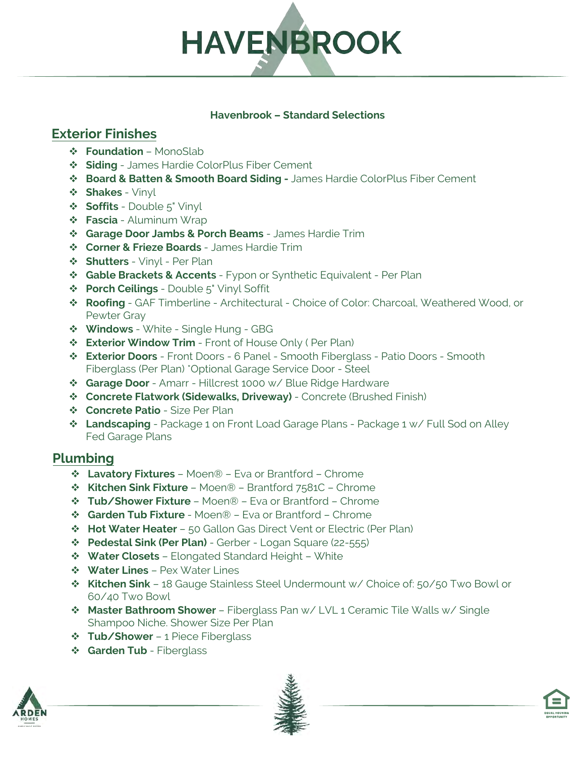# HAVENBROOK

**Havenbrook – Standard Selections**

## Exterior Finishes

- **Foundation** – MonoSlab
- **Siding** - James Hardie ColorPlus Fiber Cement
- **Board & Batten & Smooth Board Siding -** James Hardie ColorPlus Fiber Cement
- **Shakes** - Vinyl
- **Soffits** - Double 5" Vinyl
- **Fascia** - Aluminum Wrap
- **Garage Door Jambs & Porch Beams** - James Hardie Trim
- **Corner & Frieze Boards** - James Hardie Trim
- **Shutters** - Vinyl - Per Plan
- **Gable Brackets & Accents** - Fypon or Synthetic Equivalent - Per Plan
- **Porch Ceilings** - Double 5" Vinyl Soffit
- **Roofing** - GAF Timberline - Architectural - Choice of Color: Charcoal, Weathered Wood, or Pewter Gray
- **Windows** - White - Single Hung - GBG
- **Exterior Window Trim** - Front of House Only ( Per Plan)
- **Exterior Doors** - Front Doors - 6 Panel - Smooth Fiberglass - Patio Doors - Smooth Fiberglass (Per Plan) *Optional Garage Service Door - Steel
- **Garage Door** - Amarr - Hillcrest 1000 w/ Blue Ridge Hardware
- **Concrete Flatwork (Sidewalks, Driveway)** - Concrete (Brushed Finish)
- **Concrete Patio** - Size Per Plan
- **Landscaping** - Package 1 on Front Load Garage Plans - Package 1 w/ Full Sod on Alley Fed Garage Plans

## Plumbing

- **Lavatory Fixtures** – Moen® – Eva or Brantford – Chrome
- **Kitchen Sink Fixture** – Moen® – Brantford 7581C – Chrome
- **Tub/Shower Fixture** – Moen® – Eva or Brantford – Chrome
- **Garden Tub Fixture** - Moen® – Eva or Brantford – Chrome
- **Hot Water Heater** – 50 Gallon Gas Direct Vent or Electric (Per Plan)
- **Pedestal Sink (Per Plan)** - Gerber - Logan Square (22-555)
- **Water Closets** – Elongated Standard Height – White
- **Water Lines** – Pex Water Lines
- **Kitchen Sink** – 18 Gauge Stainless Steel Undermount w/ Choice of: 50/50 Two Bowl or 60/40 Two Bowl
- **Master Bathroom Shower** – Fiberglass Pan w/ LVL 1 Ceramic Tile Walls w/ Single Shampoo Niche. Shower Size Per Plan
- **Tub/Shower** – 1 Piece Fiberglass
- **Garden Tub** - Fiberglass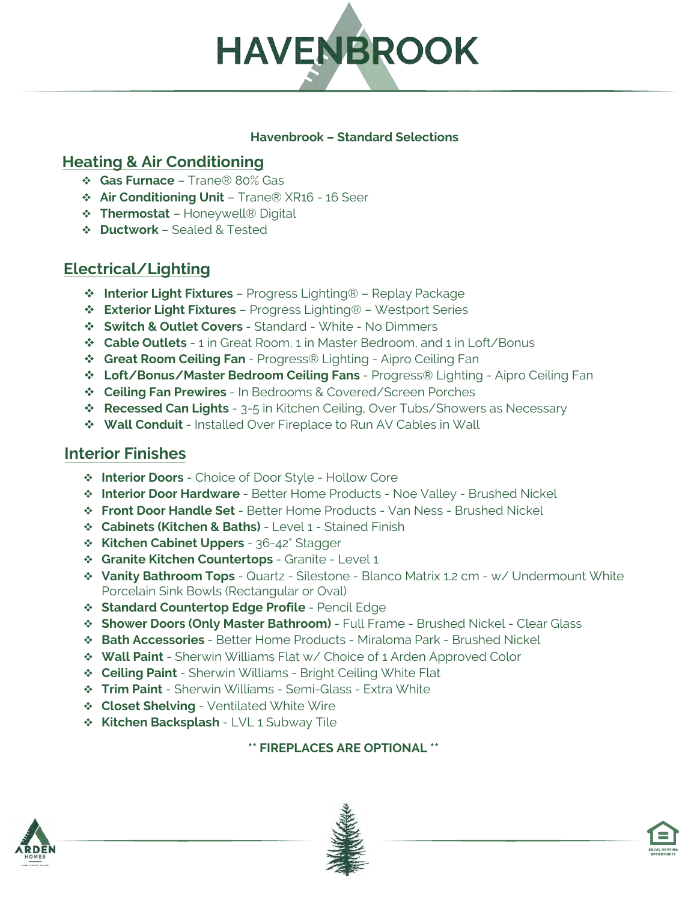# HAVENBROOK

**Havenbrook – Standard Selections**

## Heating & Air Conditioning

- **Gas Furnace** – Trane® 80% Gas
- **Air Conditioning Unit** – Trane® XR16 - 16 Seer
- **Thermostat** – Honeywell® Digital
- **Ductwork** – Sealed & Tested

## Electrical/Lighting

- **Interior Light Fixtures** – Progress Lighting® – Replay Package
- **Exterior Light Fixtures** – Progress Lighting® – Westport Series
- **Switch & Outlet Covers** - Standard - White - No Dimmers
- **Cable Outlets** - 1 in Great Room, 1 in Master Bedroom, and 1 in Loft/Bonus
- **Great Room Ceiling Fan** - Progress® Lighting - Aipro Ceiling Fan
- **Loft/Bonus/Master Bedroom Ceiling Fans** - Progress® Lighting - Aipro Ceiling Fan
- **Ceiling Fan Prewires** - In Bedrooms & Covered/Screen Porches
- **Recessed Can Lights** - 3-5 in Kitchen Ceiling, Over Tubs/Showers as Necessary
- **Wall Conduit** - Installed Over Fireplace to Run AV Cables in Wall

## Interior Finishes

- **Interior Doors** - Choice of Door Style - Hollow Core
- **Interior Door Hardware** - Better Home Products - Noe Valley - Brushed Nickel
- **Front Door Handle Set** - Better Home Products - Van Ness - Brushed Nickel
- **Cabinets (Kitchen & Baths)** - Level 1 - Stained Finish
- **Kitchen Cabinet Uppers** - 36-42" Stagger
- **Granite Kitchen Countertops** - Granite - Level 1
- **Vanity Bathroom Tops** - Quartz - Silestone - Blanco Matrix 1.2 cm - w/ Undermount White Porcelain Sink Bowls (Rectangular or Oval)
- **Standard Countertop Edge Profile** - Pencil Edge
- **Shower Doors (Only Master Bathroom)** - Full Frame - Brushed Nickel - Clear Glass
- **Bath Accessories** - Better Home Products - Miraloma Park - Brushed Nickel
- **Wall Paint** - Sherwin Williams Flat w/ Choice of 1 Arden Approved Color
- **Ceiling Paint** - Sherwin Williams - Bright Ceiling White Flat
- **Trim Paint** - Sherwin Williams - Semi-Glass - Extra White
- **Closet Shelving** - Ventilated White Wire
- **Kitchen Backsplash** - LVL 1 Subway Tile

**\*\* FIREPLACES ARE OPTIONAL \*\***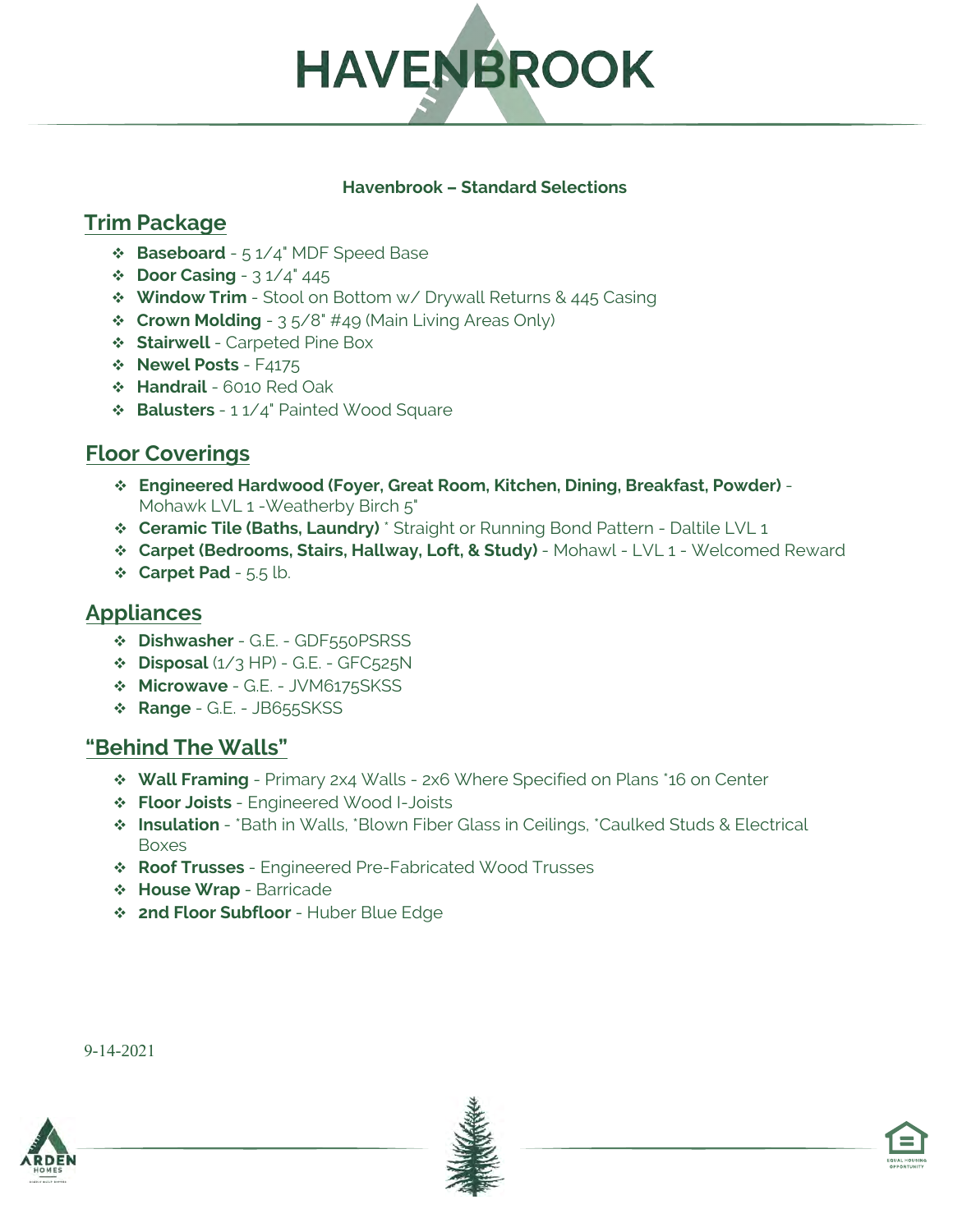# HAVENBROOK

**Havenbrook – Standard Selections**

## Trim Package

- **Baseboard** - 5 1/4" MDF Speed Base
- **Door Casing** - 3 1/4" 445
- **Window Trim** - Stool on Bottom w/ Drywall Returns & 445 Casing
- **Crown Molding** - 3 5/8" #49 (Main Living Areas Only)
- **Stairwell** - Carpeted Pine Box
- **Newel Posts** - F4175
- **Handrail** - 6010 Red Oak
- **Balusters** - 1 1/4" Painted Wood Square

## Floor Coverings

- **Engineered Hardwood (Foyer, Great Room, Kitchen, Dining, Breakfast, Powder)** - Mohawk LVL 1 -Weatherby Birch 5"
- **Ceramic Tile (Baths, Laundry)** * Straight or Running Bond Pattern - Daltile LVL 1
- **Carpet (Bedrooms, Stairs, Hallway, Loft, & Study)** - Mohawl - LVL 1 - Welcomed Reward
- **Carpet Pad** - 5.5 lb.

## Appliances

- **Dishwasher** - G.E. - GDF550PSRSS
- **Disposal** (1/3 HP) - G.E. - GFC525N
- **Microwave** - G.E. - JVM6175SKSS
- **Range** - G.E. - JB655SKSS

## "Behind The Walls"

- **Wall Framing** - Primary 2x4 Walls - 2x6 Where Specified on Plans *16 on Center
- **Floor Joists** - Engineered Wood I-Joists
- **Insulation** - *Bath in Walls, *Blown Fiber Glass in Ceilings, *Caulked Studs & Electrical Boxes
- **Roof Trusses** - Engineered Pre-Fabricated Wood Trusses
- **House Wrap** - Barricade
- **2nd Floor Subfloor** - Huber Blue Edge

9-14-2021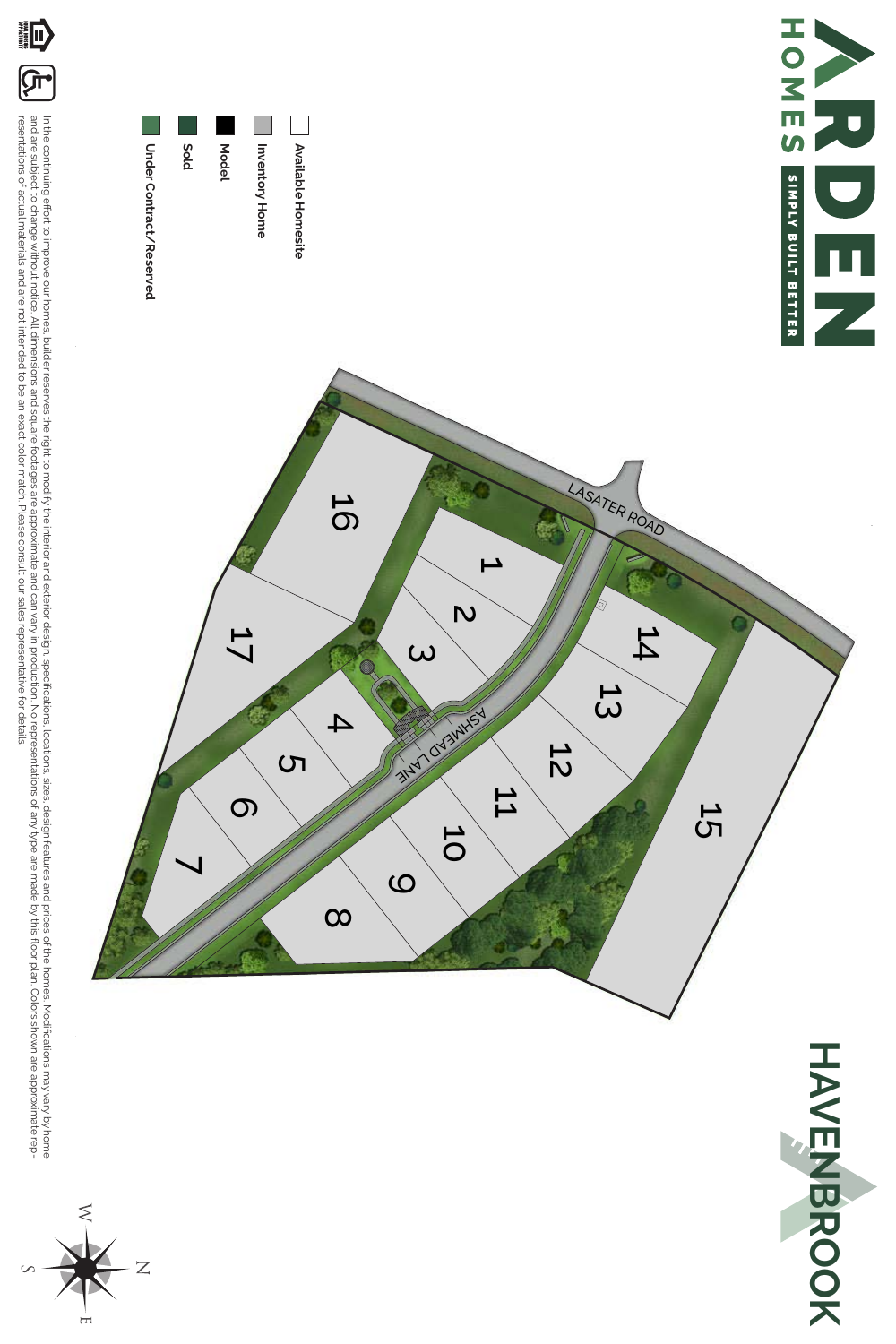# ARDEN HOMES

SIMPLY BUILT BETTER

# HAVENBROOK

- Available Homesite
- Inventory Home
- Model
- Sold
- Under Contract/Reserved

LASATER ROAD

ASHMEAD LANE

1 2 3 4 5 6 7 8 9 10 11 12 13 14 15 16 17

N E S W

In the continuing effort to improve our homes, builder reserves the right to modify the interior and exterior design, specifications, locations, sizes, design features and prices of the homes. Modifications may vary by home and are subject to change without notice. All dimensions and square footages are approximate and can vary in production. No representations of any type are made by this floor plan. Colors shown are approximate representations of actual materials and are not intended to be an exact color match. Please consult our sales representative for details.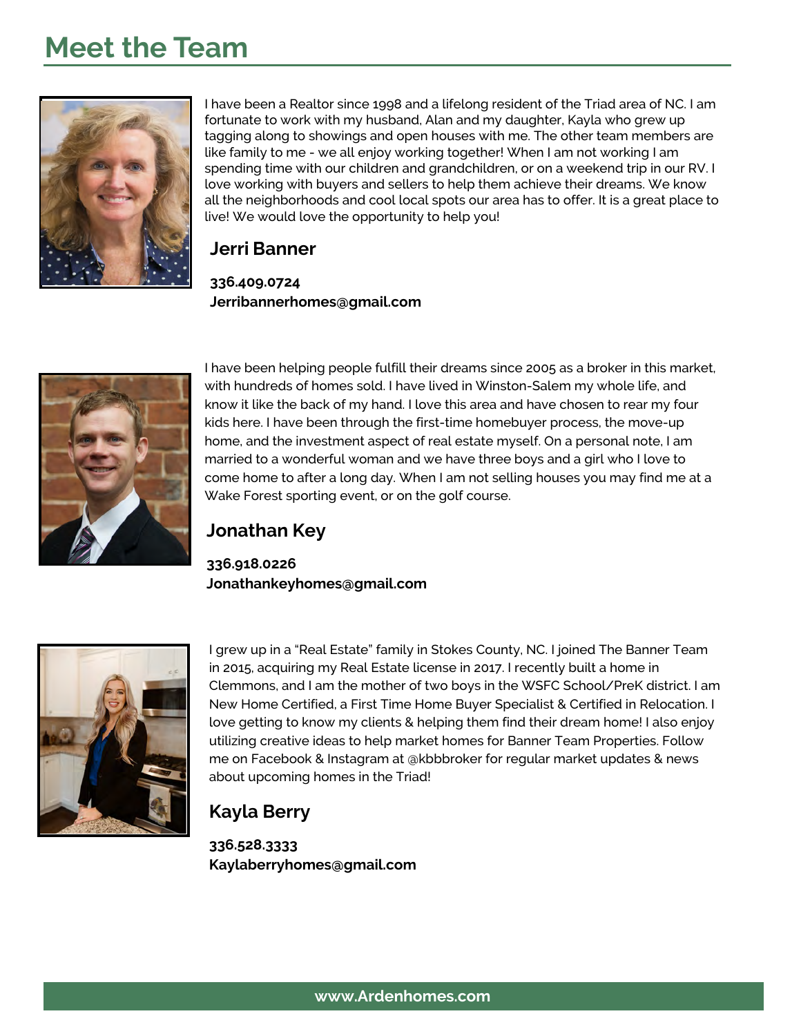# Meet the Team

I have been a Realtor since 1998 and a lifelong resident of the Triad area of NC. I am fortunate to work with my husband, Alan and my daughter, Kayla who grew up tagging along to showings and open houses with me. The other team members are like family to me - we all enjoy working together! When I am not working I am spending time with our children and grandchildren, or on a weekend trip in our RV. I love working with buyers and sellers to help them achieve their dreams. We know all the neighborhoods and cool local spots our area has to offer. It is a great place to live! We would love the opportunity to help you!

## Jerri Banner

**336.409.0724**
**Jerribannerhomes@gmail.com**

I have been helping people fulfill their dreams since 2005 as a broker in this market, with hundreds of homes sold. I have lived in Winston-Salem my whole life, and know it like the back of my hand. I love this area and have chosen to rear my four kids here. I have been through the first-time homebuyer process, the move-up home, and the investment aspect of real estate myself. On a personal note, I am married to a wonderful woman and we have three boys and a girl who I love to come home to after a long day. When I am not selling houses you may find me at a Wake Forest sporting event, or on the golf course.

## Jonathan Key

**336.918.0226**
**Jonathankeyhomes@gmail.com**

I grew up in a "Real Estate" family in Stokes County, NC. I joined The Banner Team in 2015, acquiring my Real Estate license in 2017. I recently built a home in Clemmons, and I am the mother of two boys in the WSFC School/PreK district. I am New Home Certified, a First Time Home Buyer Specialist & Certified in Relocation. I love getting to know my clients & helping them find their dream home! I also enjoy utilizing creative ideas to help market homes for Banner Team Properties. Follow me on Facebook & Instagram at @kbbbroker for regular market updates & news about upcoming homes in the Triad!

## Kayla Berry

**336.528.3333**
**Kaylaberryhomes@gmail.com**

**www.Ardenhomes.com**